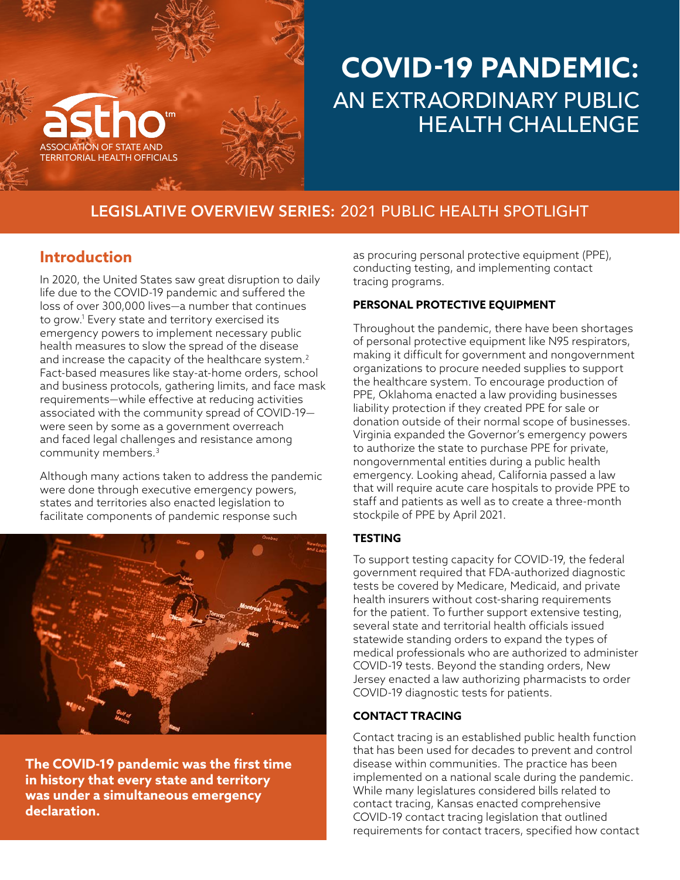# COVID-19 PANDEMIC: AN EXTRAORDINARY PUBLIC HEALTH CHALLENGE

ASSOCIATION OF STATE AND TERRITORIAL HEALTH OFFICIALS

## LEGISLATIVE OVERVIEW SERIES: 2021 PUBLIC HEALTH SPOTLIGHT

## Introduction

In 2020, the United States saw great disruption to daily life due to the COVID-19 pandemic and suffered the loss of over 300,000 lives—a number that continues to grow.[1] Every state and territory exercised its emergency powers to implement necessary public health measures to slow the spread of the disease and increase the capacity of the healthcare system.[2] Fact-based measures like stay-at-home orders, school and business protocols, gathering limits, and face mask requirements—while effective at reducing activities associated with the community spread of COVID-19—were seen by some as a government overreach and faced legal challenges and resistance among community members.[3]

Although many actions taken to address the pandemic were done through executive emergency powers, states and territories also enacted legislation to facilitate components of pandemic response such as procuring personal protective equipment (PPE), conducting testing, and implementing contact tracing programs.

**The COVID-19 pandemic was the first time in history that every state and territory was under a simultaneous emergency declaration.**

### PERSONAL PROTECTIVE EQUIPMENT

Throughout the pandemic, there have been shortages of personal protective equipment like N95 respirators, making it difficult for government and nongovernment organizations to procure needed supplies to support the healthcare system. To encourage production of PPE, Oklahoma enacted a law providing businesses liability protection if they created PPE for sale or donation outside of their normal scope of businesses. Virginia expanded the Governor's emergency powers to authorize the state to purchase PPE for private, nongovernmental entities during a public health emergency. Looking ahead, California passed a law that will require acute care hospitals to provide PPE to staff and patients as well as to create a three-month stockpile of PPE by April 2021.

### TESTING

To support testing capacity for COVID-19, the federal government required that FDA-authorized diagnostic tests be covered by Medicare, Medicaid, and private health insurers without cost-sharing requirements for the patient. To further support extensive testing, several state and territorial health officials issued statewide standing orders to expand the types of medical professionals who are authorized to administer COVID-19 tests. Beyond the standing orders, New Jersey enacted a law authorizing pharmacists to order COVID-19 diagnostic tests for patients.

### CONTACT TRACING

Contact tracing is an established public health function that has been used for decades to prevent and control disease within communities. The practice has been implemented on a national scale during the pandemic. While many legislatures considered bills related to contact tracing, Kansas enacted comprehensive COVID-19 contact tracing legislation that outlined requirements for contact tracers, specified how contact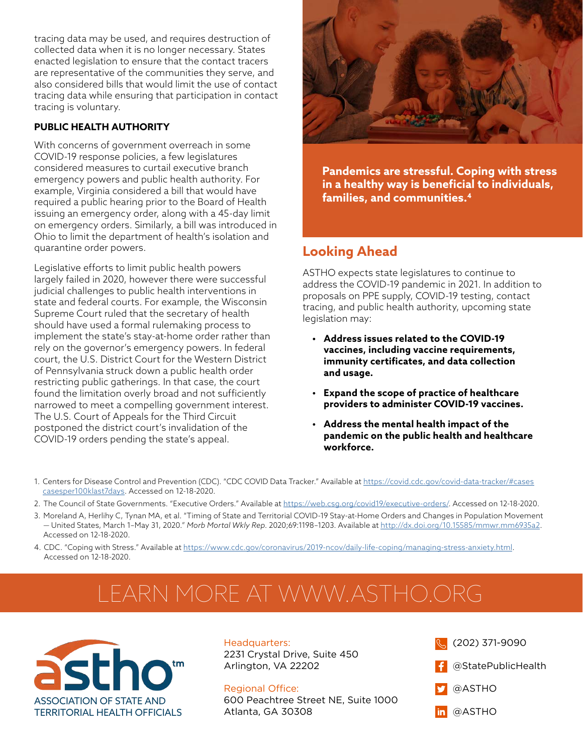tracing data may be used, and requires destruction of collected data when it is no longer necessary. States enacted legislation to ensure that the contact tracers are representative of the communities they serve, and also considered bills that would limit the use of contact tracing data while ensuring that participation in contact tracing is voluntary.

### PUBLIC HEALTH AUTHORITY

With concerns of government overreach in some COVID-19 response policies, a few legislatures considered measures to curtail executive branch emergency powers and public health authority. For example, Virginia considered a bill that would have required a public hearing prior to the Board of Health issuing an emergency order, along with a 45-day limit on emergency orders. Similarly, a bill was introduced in Ohio to limit the department of health's isolation and quarantine order powers.

Legislative efforts to limit public health powers largely failed in 2020, however there were successful judicial challenges to public health interventions in state and federal courts. For example, the Wisconsin Supreme Court ruled that the secretary of health should have used a formal rulemaking process to implement the state's stay-at-home order rather than rely on the governor's emergency powers. In federal court, the U.S. District Court for the Western District of Pennsylvania struck down a public health order restricting public gatherings. In that case, the court found the limitation overly broad and not sufficiently narrowed to meet a compelling government interest. The U.S. Court of Appeals for the Third Circuit postponed the district court's invalidation of the COVID-19 orders pending the state's appeal.

**Pandemics are stressful. Coping with stress in a healthy way is beneficial to individuals, families, and communities.[4]**

## Looking Ahead

ASTHO expects state legislatures to continue to address the COVID-19 pandemic in 2021. In addition to proposals on PPE supply, COVID-19 testing, contact tracing, and public health authority, upcoming state legislation may:

- **Address issues related to the COVID-19 vaccines, including vaccine requirements, immunity certificates, and data collection and usage.**
- **Expand the scope of practice of healthcare providers to administer COVID-19 vaccines.**
- **Address the mental health impact of the pandemic on the public health and healthcare workforce.**

1. Centers for Disease Control and Prevention (CDC). "CDC COVID Data Tracker." Available at https://covid.cdc.gov/covid-data-tracker/#cases casesper100klast7days. Accessed on 12-18-2020.
2. The Council of State Governments. "Executive Orders." Available at https://web.csg.org/covid19/executive-orders/. Accessed on 12-18-2020.
3. Moreland A, Herlihy C, Tynan MA, et al. "Timing of State and Territorial COVID-19 Stay-at-Home Orders and Changes in Population Movement — United States, March 1–May 31, 2020." *Morb Mortal Wkly Rep*. 2020;69:1198–1203. Available at http://dx.doi.org/10.15585/mmwr.mm6935a2. Accessed on 12-18-2020.
4. CDC. "Coping with Stress." Available at https://www.cdc.gov/coronavirus/2019-ncov/daily-life-coping/managing-stress-anxiety.html. Accessed on 12-18-2020.

LEARN MORE AT WWW.ASTHO.ORG

astho™
ASSOCIATION OF STATE AND TERRITORIAL HEALTH OFFICIALS

Headquarters:
2231 Crystal Drive, Suite 450
Arlington, VA 22202

Regional Office:
600 Peachtree Street NE, Suite 1000
Atlanta, GA 30308

(202) 371-9090
@StatePublicHealth
@ASTHO
@ASTHO